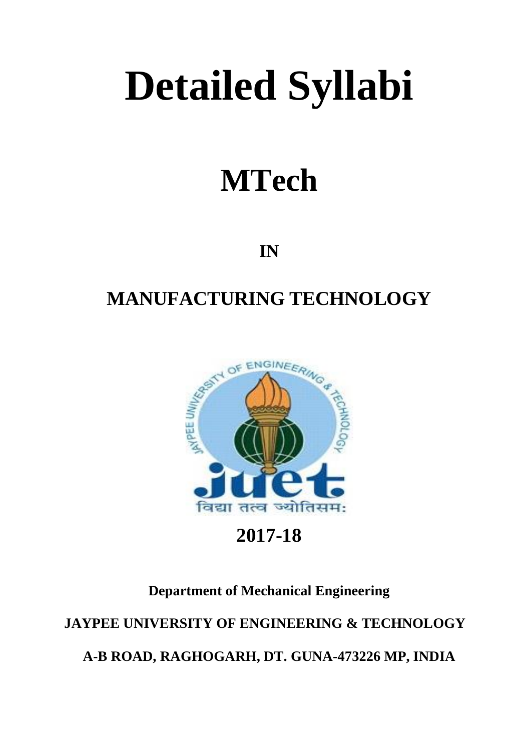# Detailed Syllabi

# MTech

## IN

## MANUFACTURING TECHNOLOGY

## 2017-18

**Department of Mechanical Engineering**

**JAYPEE UNIVERSITY OF ENGINEERING & TECHNOLOGY**

**A-B ROAD, RAGHOGARH, DT. GUNA-473226 MP, INDIA**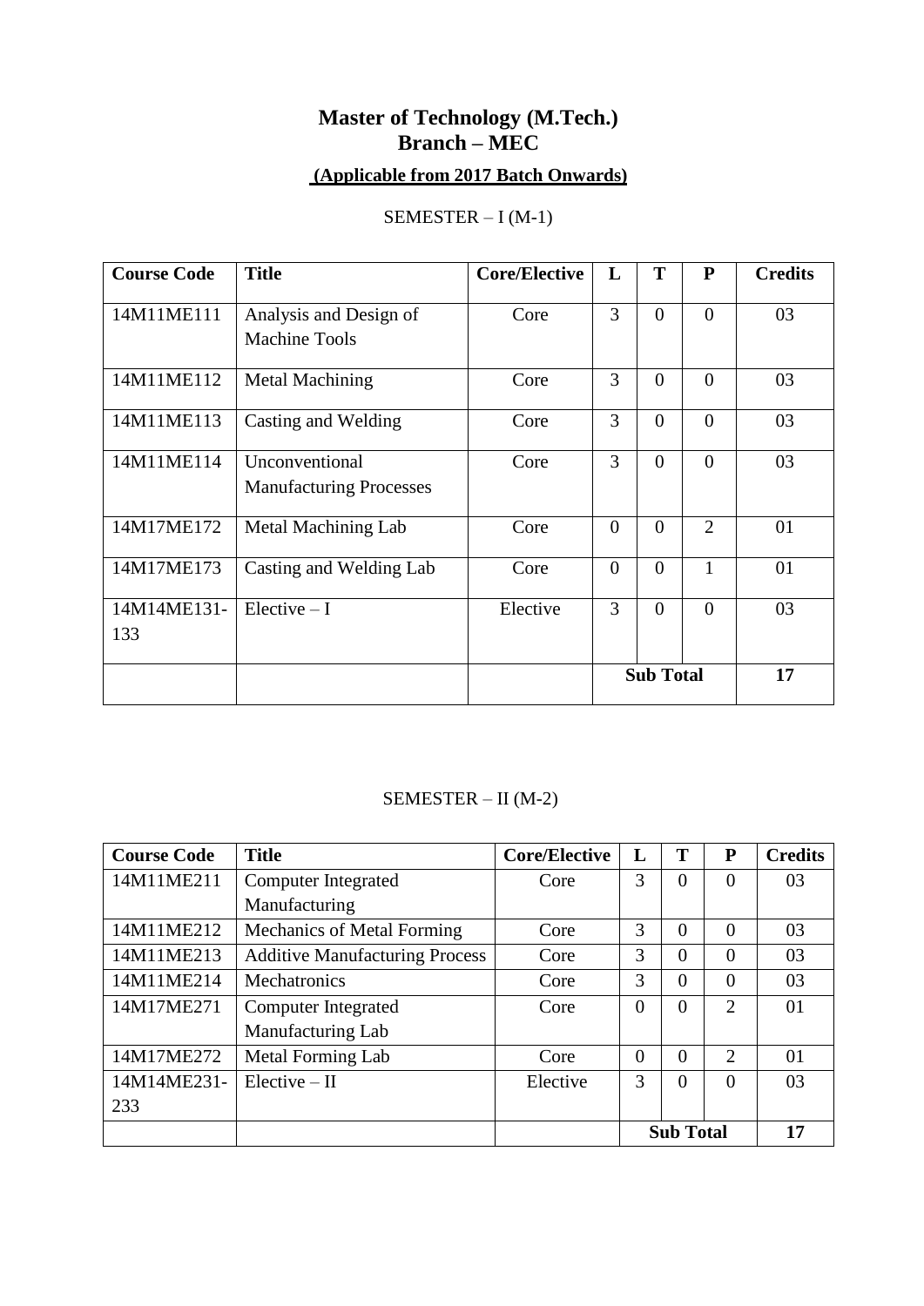# Master of Technology (M.Tech.)
# Branch – MEC

**(Applicable from 2017 Batch Onwards)**

SEMESTER – I (M-1)

| Course Code | Title | Core/Elective | L | T | P | Credits |
|---|---|---|---|---|---|---|
| 14M11ME111 | Analysis and Design of Machine Tools | Core | 3 | 0 | 0 | 03 |
| 14M11ME112 | Metal Machining | Core | 3 | 0 | 0 | 03 |
| 14M11ME113 | Casting and Welding | Core | 3 | 0 | 0 | 03 |
| 14M11ME114 | Unconventional Manufacturing Processes | Core | 3 | 0 | 0 | 03 |
| 14M17ME172 | Metal Machining Lab | Core | 0 | 0 | 2 | 01 |
| 14M17ME173 | Casting and Welding Lab | Core | 0 | 0 | 1 | 01 |
| 14M14ME131-133 | Elective – I | Elective | 3 | 0 | 0 | 03 |
| | | | **Sub Total** | | | **17** |

SEMESTER – II (M-2)

| Course Code | Title | Core/Elective | L | T | P | Credits |
|---|---|---|---|---|---|---|
| 14M11ME211 | Computer Integrated Manufacturing | Core | 3 | 0 | 0 | 03 |
| 14M11ME212 | Mechanics of Metal Forming | Core | 3 | 0 | 0 | 03 |
| 14M11ME213 | Additive Manufacturing Process | Core | 3 | 0 | 0 | 03 |
| 14M11ME214 | Mechatronics | Core | 3 | 0 | 0 | 03 |
| 14M17ME271 | Computer Integrated Manufacturing Lab | Core | 0 | 0 | 2 | 01 |
| 14M17ME272 | Metal Forming Lab | Core | 0 | 0 | 2 | 01 |
| 14M14ME231-233 | Elective – II | Elective | 3 | 0 | 0 | 03 |
| | | | **Sub Total** | | | **17** |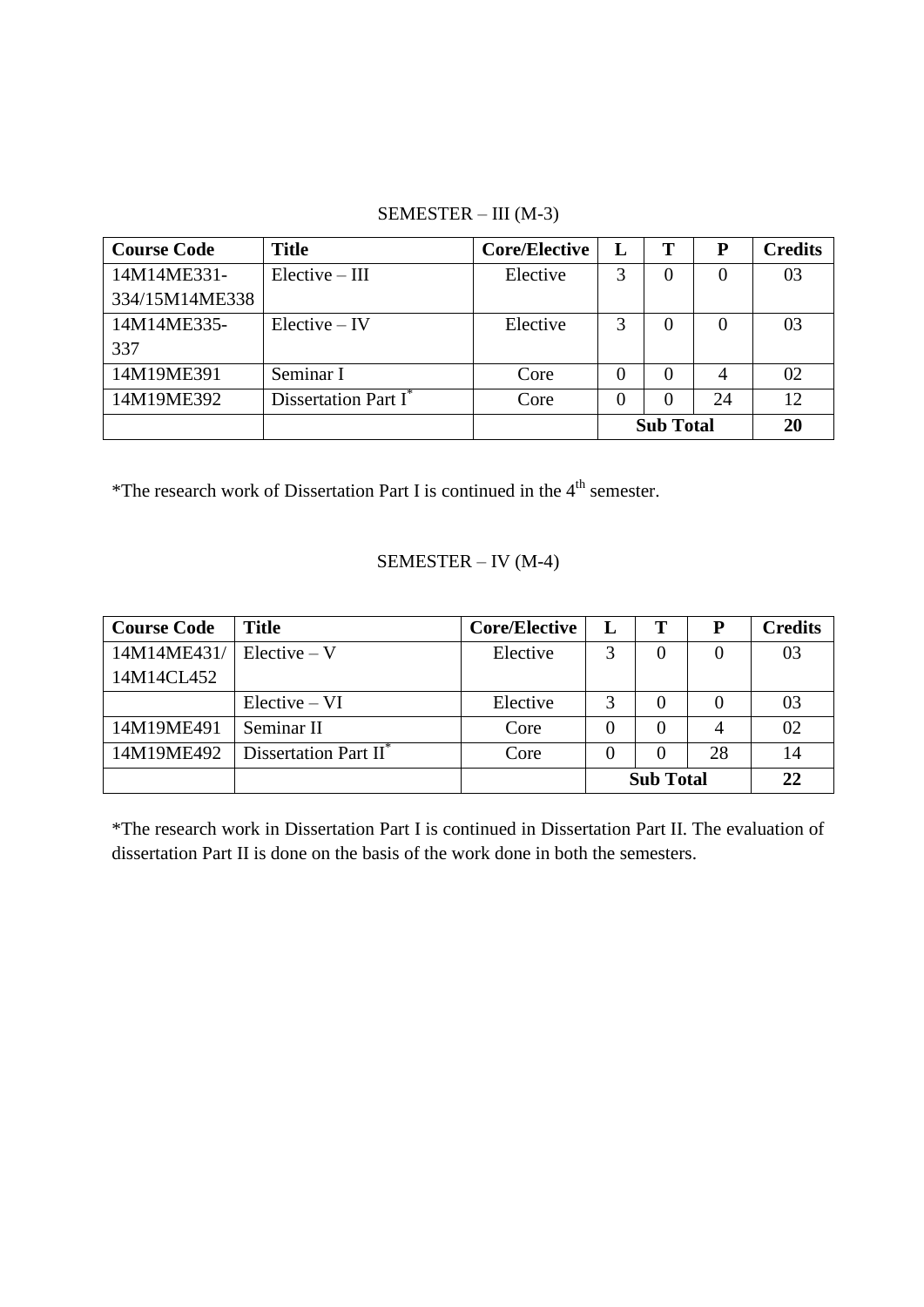SEMESTER – III (M-3)

| Course Code | Title | Core/Elective | L | T | P | Credits |
|---|---|---|---|---|---|---|
| 14M14ME331-334/15M14ME338 | Elective – III | Elective | 3 | 0 | 0 | 03 |
| 14M14ME335-337 | Elective – IV | Elective | 3 | 0 | 0 | 03 |
| 14M19ME391 | Seminar I | Core | 0 | 0 | 4 | 02 |
| 14M19ME392 | Dissertation Part I* | Core | 0 | 0 | 24 | 12 |
| | | | **Sub Total** | | | **20** |

*The research work of Dissertation Part I is continued in the 4th semester.

SEMESTER – IV (M-4)

| Course Code | Title | Core/Elective | L | T | P | Credits |
|---|---|---|---|---|---|---|
| 14M14ME431/ 14M14CL452 | Elective – V | Elective | 3 | 0 | 0 | 03 |
| | Elective – VI | Elective | 3 | 0 | 0 | 03 |
| 14M19ME491 | Seminar II | Core | 0 | 0 | 4 | 02 |
| 14M19ME492 | Dissertation Part II* | Core | 0 | 0 | 28 | 14 |
| | | | **Sub Total** | | | **22** |

*The research work in Dissertation Part I is continued in Dissertation Part II. The evaluation of dissertation Part II is done on the basis of the work done in both the semesters.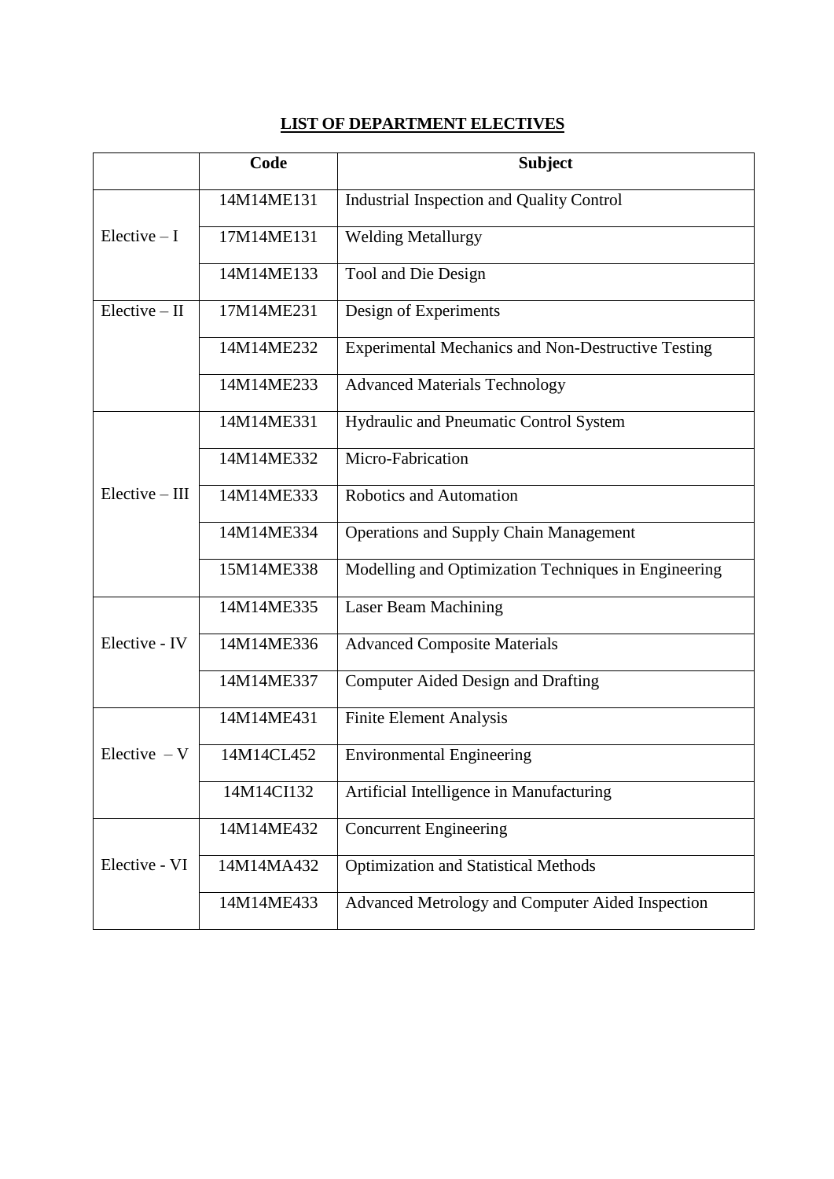## LIST OF DEPARTMENT ELECTIVES

| | Code | Subject |
|---|---|---|
| Elective – I | 14M14ME131 | Industrial Inspection and Quality Control |
| | 17M14ME131 | Welding Metallurgy |
| | 14M14ME133 | Tool and Die Design |
| Elective – II | 17M14ME231 | Design of Experiments |
| | 14M14ME232 | Experimental Mechanics and Non-Destructive Testing |
| | 14M14ME233 | Advanced Materials Technology |
| Elective – III | 14M14ME331 | Hydraulic and Pneumatic Control System |
| | 14M14ME332 | Micro-Fabrication |
| | 14M14ME333 | Robotics and Automation |
| | 14M14ME334 | Operations and Supply Chain Management |
| | 15M14ME338 | Modelling and Optimization Techniques in Engineering |
| Elective - IV | 14M14ME335 | Laser Beam Machining |
| | 14M14ME336 | Advanced Composite Materials |
| | 14M14ME337 | Computer Aided Design and Drafting |
| Elective – V | 14M14ME431 | Finite Element Analysis |
| | 14M14CL452 | Environmental Engineering |
| | 14M14CI132 | Artificial Intelligence in Manufacturing |
| Elective - VI | 14M14ME432 | Concurrent Engineering |
| | 14M14MA432 | Optimization and Statistical Methods |
| | 14M14ME433 | Advanced Metrology and Computer Aided Inspection |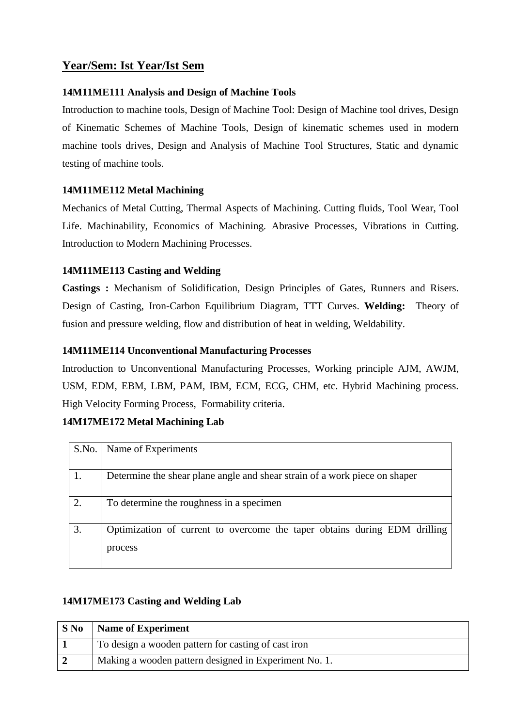## Year/Sem: Ist Year/Ist Sem

### 14M11ME111 Analysis and Design of Machine Tools

Introduction to machine tools, Design of Machine Tool: Design of Machine tool drives, Design of Kinematic Schemes of Machine Tools, Design of kinematic schemes used in modern machine tools drives, Design and Analysis of Machine Tool Structures, Static and dynamic testing of machine tools.

### 14M11ME112 Metal Machining

Mechanics of Metal Cutting, Thermal Aspects of Machining. Cutting fluids, Tool Wear, Tool Life. Machinability, Economics of Machining. Abrasive Processes, Vibrations in Cutting. Introduction to Modern Machining Processes.

### 14M11ME113 Casting and Welding

**Castings :** Mechanism of Solidification, Design Principles of Gates, Runners and Risers. Design of Casting, Iron-Carbon Equilibrium Diagram, TTT Curves. **Welding:** Theory of fusion and pressure welding, flow and distribution of heat in welding, Weldability.

### 14M11ME114 Unconventional Manufacturing Processes

Introduction to Unconventional Manufacturing Processes, Working principle AJM, AWJM, USM, EDM, EBM, LBM, PAM, IBM, ECM, ECG, CHM, etc. Hybrid Machining process. High Velocity Forming Process, Formability criteria.

### 14M17ME172 Metal Machining Lab

| S.No. | Name of Experiments |
|---|---|
| 1. | Determine the shear plane angle and shear strain of a work piece on shaper |
| 2. | To determine the roughness in a specimen |
| 3. | Optimization of current to overcome the taper obtains during EDM drilling process |

### 14M17ME173 Casting and Welding Lab

| **S No** | **Name of Experiment** |
|---|---|
| **1** | To design a wooden pattern for casting of cast iron |
| **2** | Making a wooden pattern designed in Experiment No. 1. |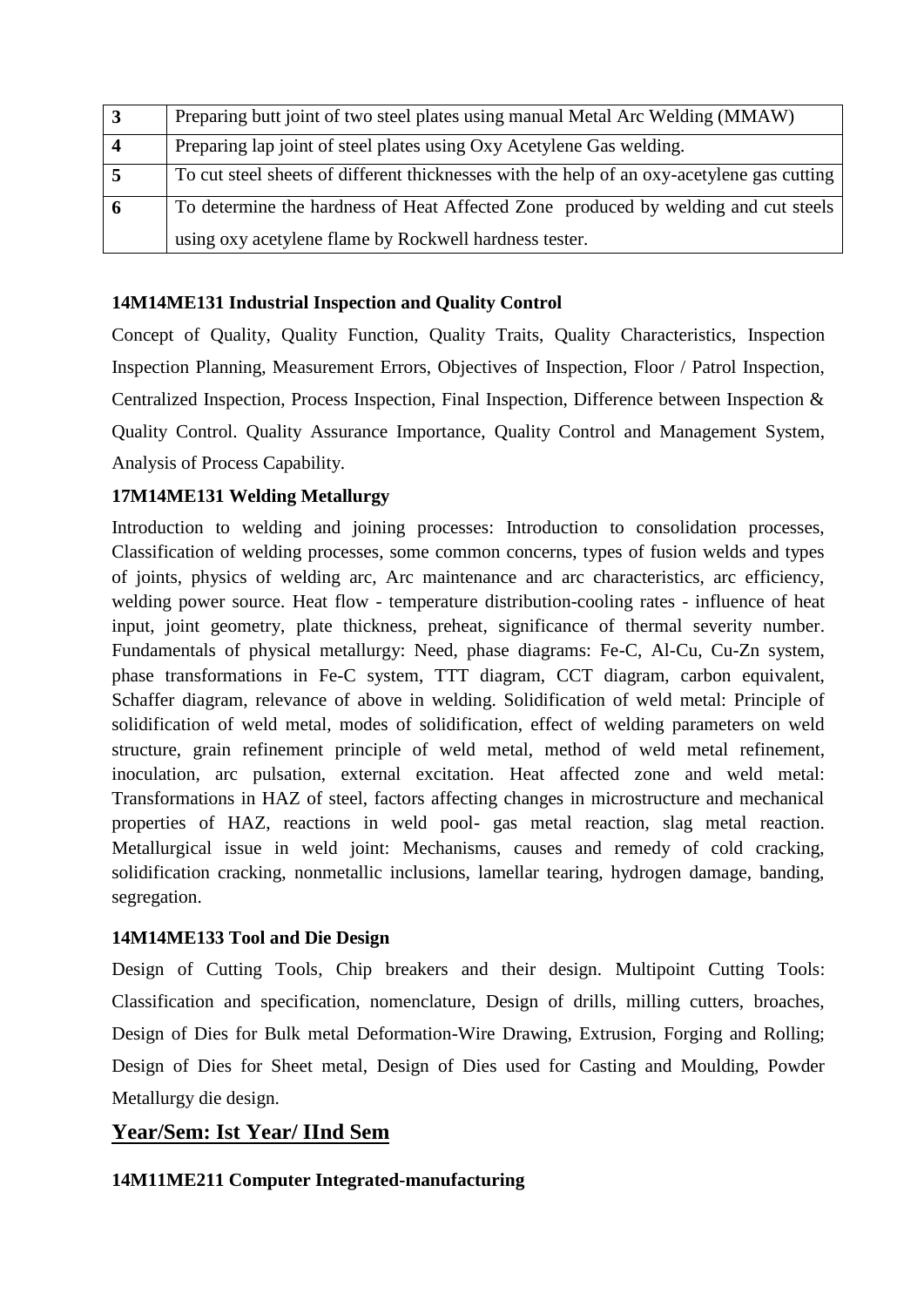| | |
|---|---|
| **3** | Preparing butt joint of two steel plates using manual Metal Arc Welding (MMAW) |
| **4** | Preparing lap joint of steel plates using Oxy Acetylene Gas welding. |
| **5** | To cut steel sheets of different thicknesses with the help of an oxy-acetylene gas cutting |
| **6** | To determine the hardness of Heat Affected Zone produced by welding and cut steels using oxy acetylene flame by Rockwell hardness tester. |

**14M14ME131 Industrial Inspection and Quality Control**

Concept of Quality, Quality Function, Quality Traits, Quality Characteristics, Inspection Inspection Planning, Measurement Errors, Objectives of Inspection, Floor / Patrol Inspection, Centralized Inspection, Process Inspection, Final Inspection, Difference between Inspection & Quality Control. Quality Assurance Importance, Quality Control and Management System, Analysis of Process Capability.

**17M14ME131 Welding Metallurgy**

Introduction to welding and joining processes: Introduction to consolidation processes, Classification of welding processes, some common concerns, types of fusion welds and types of joints, physics of welding arc, Arc maintenance and arc characteristics, arc efficiency, welding power source. Heat flow - temperature distribution-cooling rates - influence of heat input, joint geometry, plate thickness, preheat, significance of thermal severity number. Fundamentals of physical metallurgy: Need, phase diagrams: Fe-C, Al-Cu, Cu-Zn system, phase transformations in Fe-C system, TTT diagram, CCT diagram, carbon equivalent, Schaffer diagram, relevance of above in welding. Solidification of weld metal: Principle of solidification of weld metal, modes of solidification, effect of welding parameters on weld structure, grain refinement principle of weld metal, method of weld metal refinement, inoculation, arc pulsation, external excitation. Heat affected zone and weld metal: Transformations in HAZ of steel, factors affecting changes in microstructure and mechanical properties of HAZ, reactions in weld pool- gas metal reaction, slag metal reaction. Metallurgical issue in weld joint: Mechanisms, causes and remedy of cold cracking, solidification cracking, nonmetallic inclusions, lamellar tearing, hydrogen damage, banding, segregation.

**14M14ME133 Tool and Die Design**

Design of Cutting Tools, Chip breakers and their design. Multipoint Cutting Tools: Classification and specification, nomenclature, Design of drills, milling cutters, broaches, Design of Dies for Bulk metal Deformation-Wire Drawing, Extrusion, Forging and Rolling; Design of Dies for Sheet metal, Design of Dies used for Casting and Moulding, Powder Metallurgy die design.

## Year/Sem: Ist Year/ IInd Sem

**14M11ME211 Computer Integrated-manufacturing**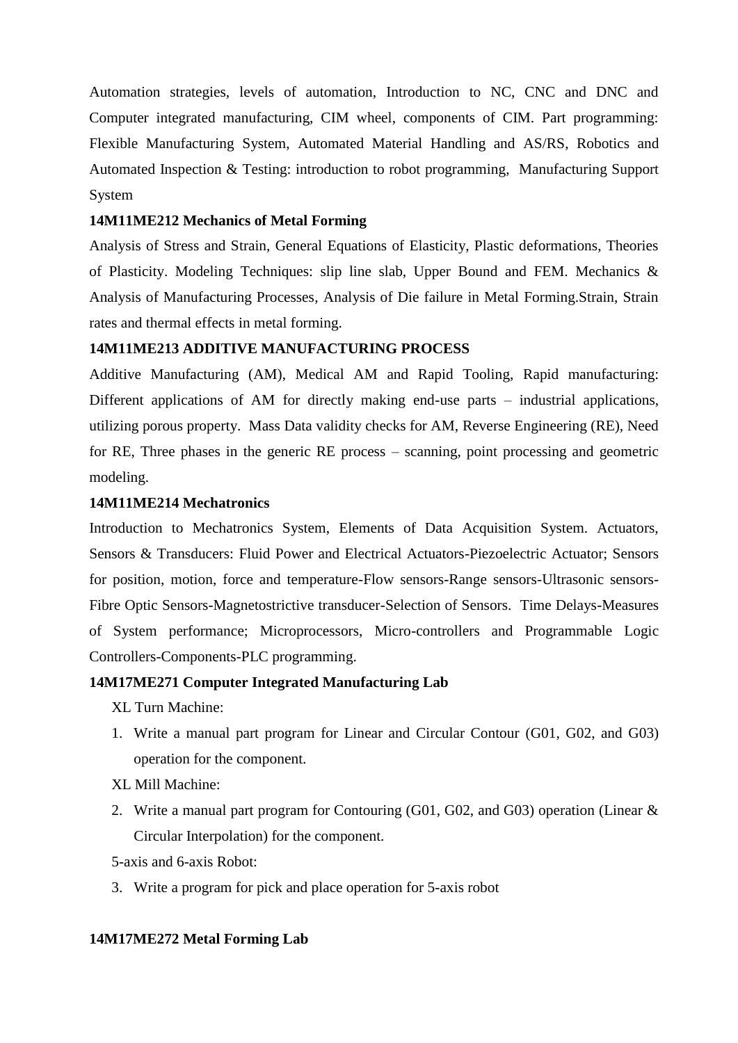Automation strategies, levels of automation, Introduction to NC, CNC and DNC and Computer integrated manufacturing, CIM wheel, components of CIM. Part programming: Flexible Manufacturing System, Automated Material Handling and AS/RS, Robotics and Automated Inspection & Testing: introduction to robot programming, Manufacturing Support System

**14M11ME212 Mechanics of Metal Forming**

Analysis of Stress and Strain, General Equations of Elasticity, Plastic deformations, Theories of Plasticity. Modeling Techniques: slip line slab, Upper Bound and FEM. Mechanics & Analysis of Manufacturing Processes, Analysis of Die failure in Metal Forming.Strain, Strain rates and thermal effects in metal forming.

**14M11ME213 ADDITIVE MANUFACTURING PROCESS**

Additive Manufacturing (AM), Medical AM and Rapid Tooling, Rapid manufacturing: Different applications of AM for directly making end-use parts – industrial applications, utilizing porous property. Mass Data validity checks for AM, Reverse Engineering (RE), Need for RE, Three phases in the generic RE process – scanning, point processing and geometric modeling.

**14M11ME214 Mechatronics**

Introduction to Mechatronics System, Elements of Data Acquisition System. Actuators, Sensors & Transducers: Fluid Power and Electrical Actuators-Piezoelectric Actuator; Sensors for position, motion, force and temperature-Flow sensors-Range sensors-Ultrasonic sensors-Fibre Optic Sensors-Magnetostrictive transducer-Selection of Sensors. Time Delays-Measures of System performance; Microprocessors, Micro-controllers and Programmable Logic Controllers-Components-PLC programming.

**14M17ME271 Computer Integrated Manufacturing Lab**

XL Turn Machine:

1. Write a manual part program for Linear and Circular Contour (G01, G02, and G03) operation for the component.

XL Mill Machine:

2. Write a manual part program for Contouring (G01, G02, and G03) operation (Linear & Circular Interpolation) for the component.

5-axis and 6-axis Robot:

3. Write a program for pick and place operation for 5-axis robot

**14M17ME272 Metal Forming Lab**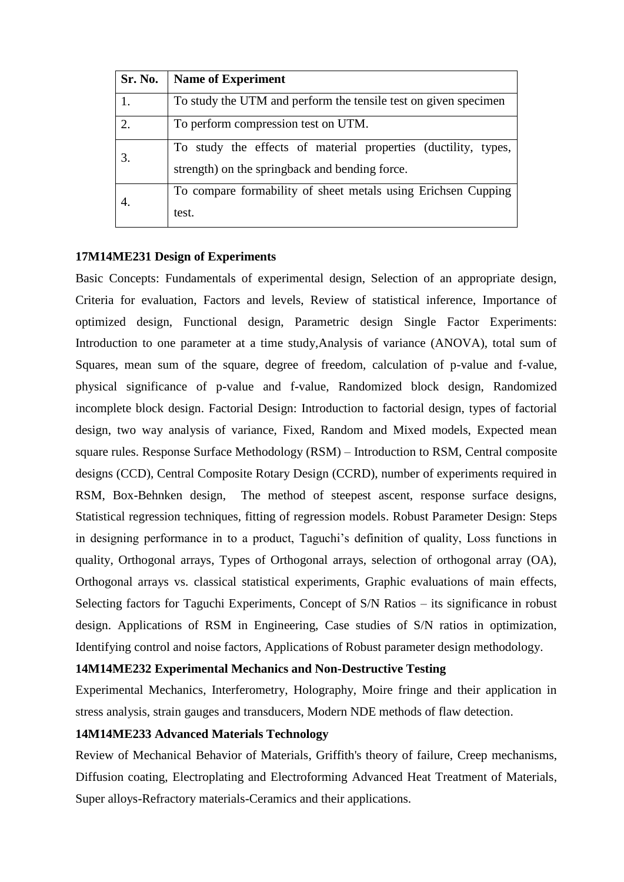| Sr. No. | Name of Experiment |
|---|---|
| 1. | To study the UTM and perform the tensile test on given specimen |
| 2. | To perform compression test on UTM. |
| 3. | To study the effects of material properties (ductility, types, strength) on the springback and bending force. |
| 4. | To compare formability of sheet metals using Erichsen Cupping test. |

**17M14ME231 Design of Experiments**

Basic Concepts: Fundamentals of experimental design, Selection of an appropriate design, Criteria for evaluation, Factors and levels, Review of statistical inference, Importance of optimized design, Functional design, Parametric design Single Factor Experiments: Introduction to one parameter at a time study,Analysis of variance (ANOVA), total sum of Squares, mean sum of the square, degree of freedom, calculation of p-value and f-value, physical significance of p-value and f-value, Randomized block design, Randomized incomplete block design. Factorial Design: Introduction to factorial design, types of factorial design, two way analysis of variance, Fixed, Random and Mixed models, Expected mean square rules. Response Surface Methodology (RSM) – Introduction to RSM, Central composite designs (CCD), Central Composite Rotary Design (CCRD), number of experiments required in RSM, Box-Behnken design, The method of steepest ascent, response surface designs, Statistical regression techniques, fitting of regression models. Robust Parameter Design: Steps in designing performance in to a product, Taguchi's definition of quality, Loss functions in quality, Orthogonal arrays, Types of Orthogonal arrays, selection of orthogonal array (OA), Orthogonal arrays vs. classical statistical experiments, Graphic evaluations of main effects, Selecting factors for Taguchi Experiments, Concept of S/N Ratios – its significance in robust design. Applications of RSM in Engineering, Case studies of S/N ratios in optimization, Identifying control and noise factors, Applications of Robust parameter design methodology.

**14M14ME232 Experimental Mechanics and Non-Destructive Testing**

Experimental Mechanics, Interferometry, Holography, Moire fringe and their application in stress analysis, strain gauges and transducers, Modern NDE methods of flaw detection.

**14M14ME233 Advanced Materials Technology**

Review of Mechanical Behavior of Materials, Griffith's theory of failure, Creep mechanisms, Diffusion coating, Electroplating and Electroforming Advanced Heat Treatment of Materials, Super alloys-Refractory materials-Ceramics and their applications.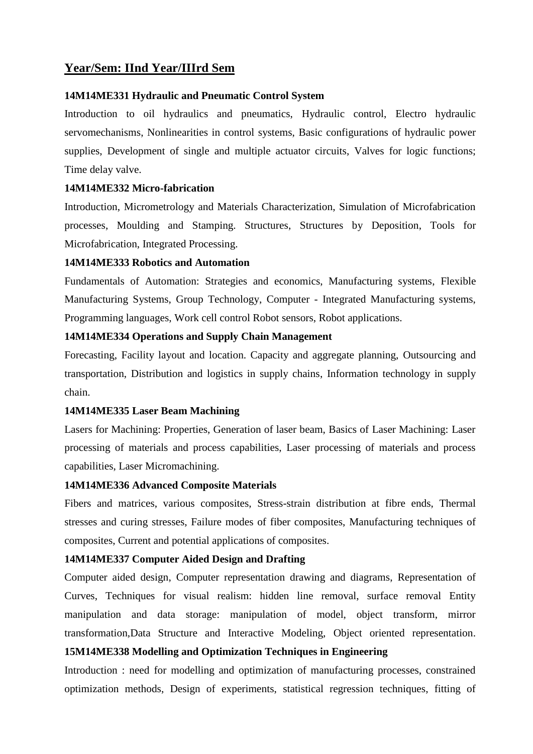## Year/Sem: IInd Year/IIIrd Sem

**14M14ME331 Hydraulic and Pneumatic Control System**

Introduction to oil hydraulics and pneumatics, Hydraulic control, Electro hydraulic servomechanisms, Nonlinearities in control systems, Basic configurations of hydraulic power supplies, Development of single and multiple actuator circuits, Valves for logic functions; Time delay valve.

**14M14ME332 Micro-fabrication**

Introduction, Micrometrology and Materials Characterization, Simulation of Microfabrication processes, Moulding and Stamping. Structures, Structures by Deposition, Tools for Microfabrication, Integrated Processing.

**14M14ME333 Robotics and Automation**

Fundamentals of Automation: Strategies and economics, Manufacturing systems, Flexible Manufacturing Systems, Group Technology, Computer - Integrated Manufacturing systems, Programming languages, Work cell control Robot sensors, Robot applications.

**14M14ME334 Operations and Supply Chain Management**

Forecasting, Facility layout and location. Capacity and aggregate planning, Outsourcing and transportation, Distribution and logistics in supply chains, Information technology in supply chain.

**14M14ME335 Laser Beam Machining**

Lasers for Machining: Properties, Generation of laser beam, Basics of Laser Machining: Laser processing of materials and process capabilities, Laser processing of materials and process capabilities, Laser Micromachining.

**14M14ME336 Advanced Composite Materials**

Fibers and matrices, various composites, Stress-strain distribution at fibre ends, Thermal stresses and curing stresses, Failure modes of fiber composites, Manufacturing techniques of composites, Current and potential applications of composites.

**14M14ME337 Computer Aided Design and Drafting**

Computer aided design, Computer representation drawing and diagrams, Representation of Curves, Techniques for visual realism: hidden line removal, surface removal Entity manipulation and data storage: manipulation of model, object transform, mirror transformation,Data Structure and Interactive Modeling, Object oriented representation.

**15M14ME338 Modelling and Optimization Techniques in Engineering**

Introduction : need for modelling and optimization of manufacturing processes, constrained optimization methods, Design of experiments, statistical regression techniques, fitting of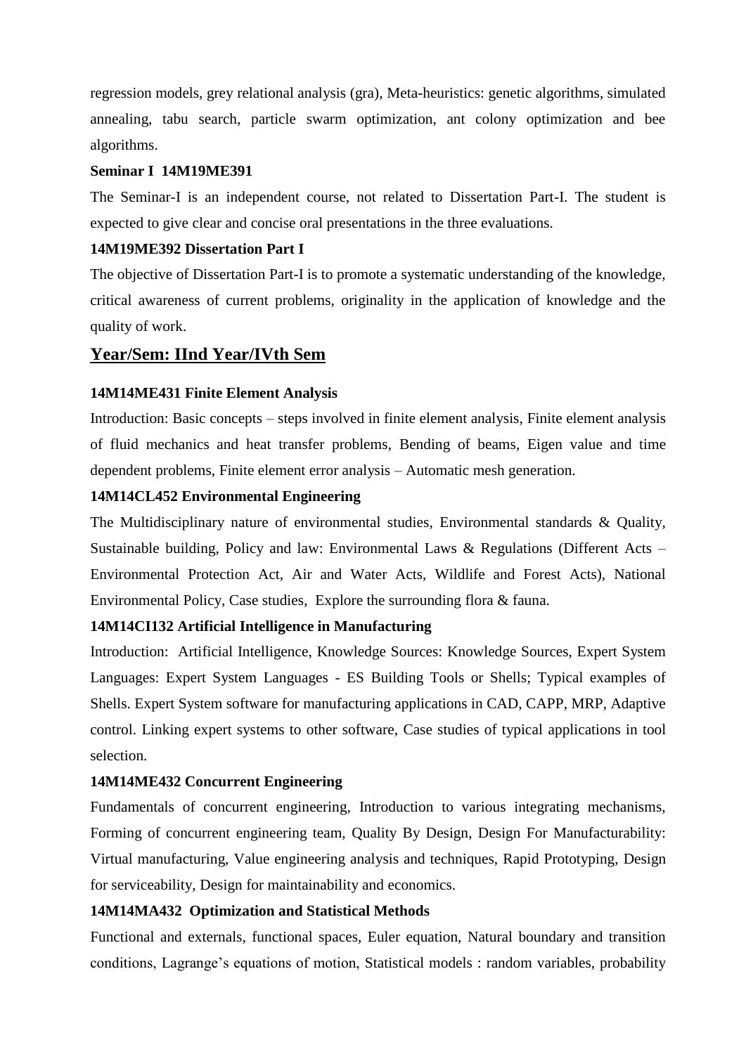regression models, grey relational analysis (gra), Meta-heuristics: genetic algorithms, simulated annealing, tabu search, particle swarm optimization, ant colony optimization and bee algorithms.

**Seminar I 14M19ME391**

The Seminar-I is an independent course, not related to Dissertation Part-I. The student is expected to give clear and concise oral presentations in the three evaluations.

**14M19ME392 Dissertation Part I**

The objective of Dissertation Part-I is to promote a systematic understanding of the knowledge, critical awareness of current problems, originality in the application of knowledge and the quality of work.

## Year/Sem: IInd Year/IVth Sem

**14M14ME431 Finite Element Analysis**

Introduction: Basic concepts – steps involved in finite element analysis, Finite element analysis of fluid mechanics and heat transfer problems, Bending of beams, Eigen value and time dependent problems, Finite element error analysis – Automatic mesh generation.

**14M14CL452 Environmental Engineering**

The Multidisciplinary nature of environmental studies, Environmental standards & Quality, Sustainable building, Policy and law: Environmental Laws & Regulations (Different Acts – Environmental Protection Act, Air and Water Acts, Wildlife and Forest Acts), National Environmental Policy, Case studies, Explore the surrounding flora & fauna.

**14M14CI132 Artificial Intelligence in Manufacturing**

Introduction: Artificial Intelligence, Knowledge Sources: Knowledge Sources, Expert System Languages: Expert System Languages - ES Building Tools or Shells; Typical examples of Shells. Expert System software for manufacturing applications in CAD, CAPP, MRP, Adaptive control. Linking expert systems to other software, Case studies of typical applications in tool selection.

**14M14ME432 Concurrent Engineering**

Fundamentals of concurrent engineering, Introduction to various integrating mechanisms, Forming of concurrent engineering team, Quality By Design, Design For Manufacturability: Virtual manufacturing, Value engineering analysis and techniques, Rapid Prototyping, Design for serviceability, Design for maintainability and economics.

**14M14MA432 Optimization and Statistical Methods**

Functional and externals, functional spaces, Euler equation, Natural boundary and transition conditions, Lagrange's equations of motion, Statistical models : random variables, probability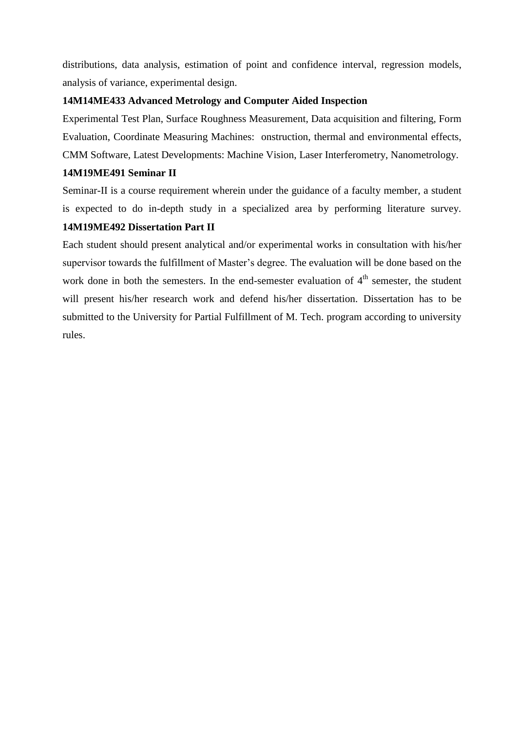distributions, data analysis, estimation of point and confidence interval, regression models, analysis of variance, experimental design.

**14M14ME433 Advanced Metrology and Computer Aided Inspection**

Experimental Test Plan, Surface Roughness Measurement, Data acquisition and filtering, Form Evaluation, Coordinate Measuring Machines: onstruction, thermal and environmental effects, CMM Software, Latest Developments: Machine Vision, Laser Interferometry, Nanometrology.

**14M19ME491 Seminar II**

Seminar-II is a course requirement wherein under the guidance of a faculty member, a student is expected to do in-depth study in a specialized area by performing literature survey.

**14M19ME492 Dissertation Part II**

Each student should present analytical and/or experimental works in consultation with his/her supervisor towards the fulfillment of Master's degree. The evaluation will be done based on the work done in both the semesters. In the end-semester evaluation of 4th semester, the student will present his/her research work and defend his/her dissertation. Dissertation has to be submitted to the University for Partial Fulfillment of M. Tech. program according to university rules.